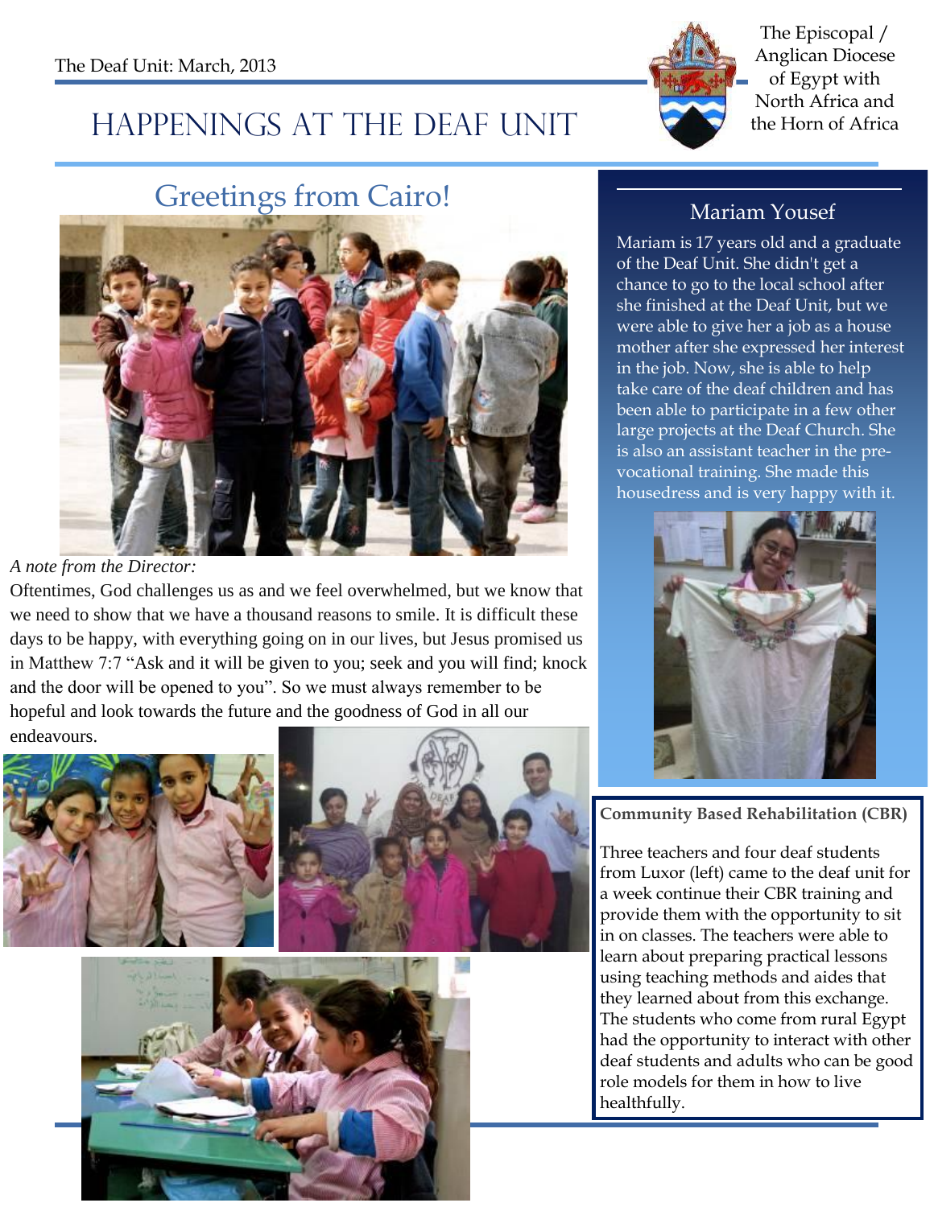The Deal Unit: March, 2013

# HAPPENINGS AT THE DEAF UNIT

The Episcopal / Anglican Diocese of Egypt with North Africa and the Horn of Africa

## Greetings from Cairo!

*A note from the Director:*

Oftentimes, God challenges us as and we feel overwhelmed, but we know that we need to show that we have a thousand reasons to smile. It is difficult these days to be happy, with everything going on in our lives, but Jesus promised us in Matthew 7:7 "Ask and it will be given to you; seek and you will find; knock and the door will be opened to you". So we must always remember to be hopeful and look towards the future and the goodness of God in all our endeavours.

## Mariam Yousef

Mariam is 17 years old and a graduate of the Deaf Unit. She didn't get a chance to go to the local school after she finished at the Deaf Unit, but we were able to give her a job as a house mother after she expressed her interest in the job. Now, she is able to help take care of the deaf children and has been able to participate in a few other large projects at the Deaf Church. She is also an assistant teacher in the pre-vocational training. She made this housedress and is very happy with it.

## Community Based Rehabilitation (CBR)

Three teachers and four deaf students from Luxor (left) came to the deaf unit for a week continue their CBR training and provide them with the opportunity to sit in on classes. The teachers were able to learn about preparing practical lessons using teaching methods and aides that they learned about from this exchange. The students who come from rural Egypt had the opportunity to interact with other deaf students and adults who can be good role models for them in how to live healthfully.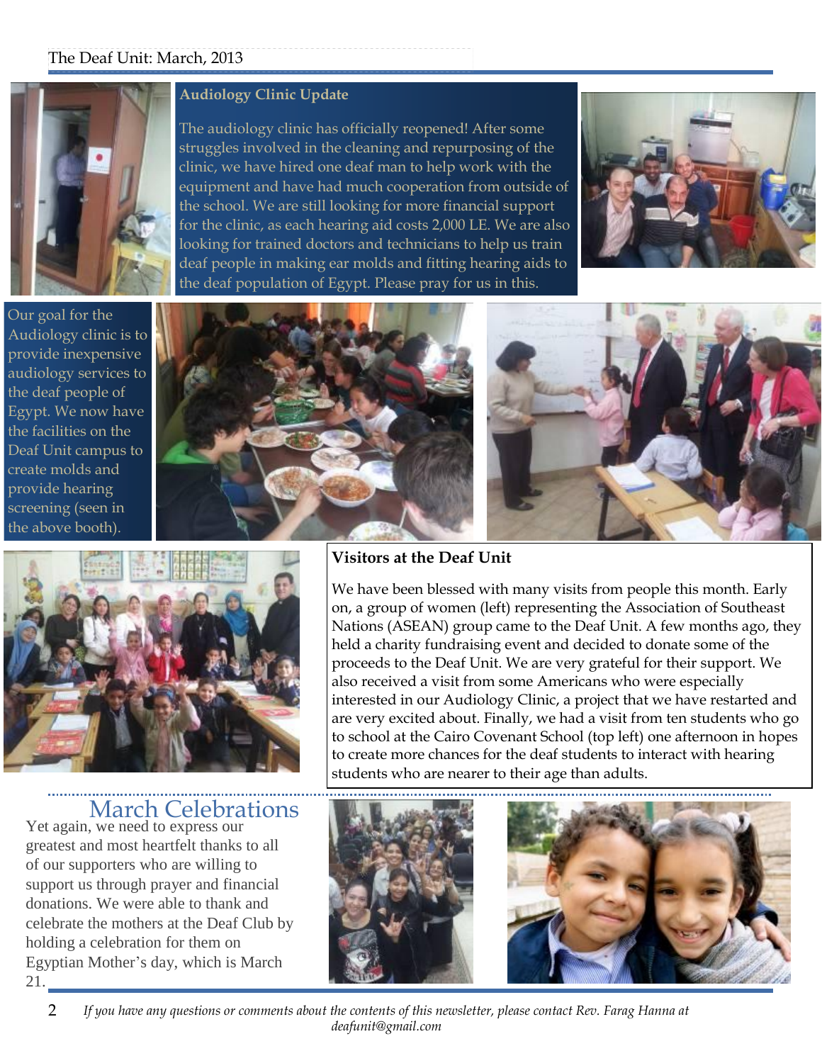## Audiology Clinic Update

The audiology clinic has officially reopened! After some struggles involved in the cleaning and repurposing of the clinic, we have hired one deaf man to help work with the equipment and have had much cooperation from outside of the school. We are still looking for more financial support for the clinic, as each hearing aid costs 2,000 LE. We are also looking for trained doctors and technicians to help us train deaf people in making ear molds and fitting hearing aids to the deaf population of Egypt. Please pray for us in this.

Our goal for the Audiology clinic is to provide inexpensive audiology services to the deaf people of Egypt. We now have the facilities on the Deaf Unit campus to create molds and provide hearing screening (seen in the above booth).

## Visitors at the Deaf Unit

We have been blessed with many visits from people this month. Early on, a group of women (left) representing the Association of Southeast Nations (ASEAN) group came to the Deaf Unit. A few months ago, they held a charity fundraising event and decided to donate some of the proceeds to the Deaf Unit. We are very grateful for their support. We also received a visit from some Americans who were especially interested in our Audiology Clinic, a project that we have restarted and are very excited about. Finally, we had a visit from ten students who go to school at the Cairo Covenant School (top left) one afternoon in hopes to create more chances for the deaf students to interact with hearing students who are nearer to their age than adults.

## March Celebrations

Yet again, we need to express our greatest and most heartfelt thanks to all of our supporters who are willing to support us through prayer and financial donations. We were able to thank and celebrate the mothers at the Deaf Club by holding a celebration for them on Egyptian Mother's day, which is March 21.

*If you have any questions or comments about the contents of this newsletter, please contact Rev. Farag Hanna at deafunit@gmail.com*